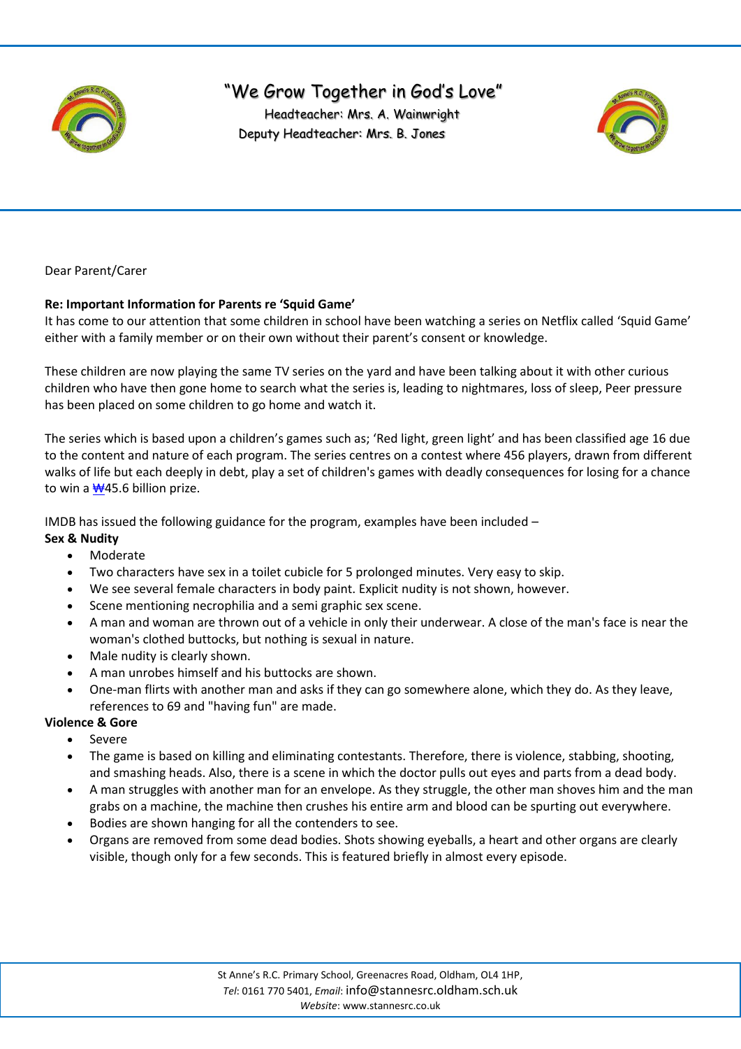"We Grow Together in God's Love"

Headteacher: Mrs. A. Wainwright

Deputy Headteacher: Mrs. B. Jones

Dear Parent/Carer

**Re: Important Information for Parents re 'Squid Game'**

It has come to our attention that some children in school have been watching a series on Netflix called 'Squid Game' either with a family member or on their own without their parent's consent or knowledge.

These children are now playing the same TV series on the yard and have been talking about it with other curious children who have then gone home to search what the series is, leading to nightmares, loss of sleep, Peer pressure has been placed on some children to go home and watch it.

The series which is based upon a children's games such as; 'Red light, green light' and has been classified age 16 due to the content and nature of each program. The series centres on a contest where 456 players, drawn from different walks of life but each deeply in debt, play a set of children's games with deadly consequences for losing for a chance to win a ₩45.6 billion prize.

IMDB has issued the following guidance for the program, examples have been included –

**Sex & Nudity**

- Moderate
- Two characters have sex in a toilet cubicle for 5 prolonged minutes. Very easy to skip.
- We see several female characters in body paint. Explicit nudity is not shown, however.
- Scene mentioning necrophilia and a semi graphic sex scene.
- A man and woman are thrown out of a vehicle in only their underwear. A close of the man's face is near the woman's clothed buttocks, but nothing is sexual in nature.
- Male nudity is clearly shown.
- A man unrobes himself and his buttocks are shown.
- One-man flirts with another man and asks if they can go somewhere alone, which they do. As they leave, references to 69 and "having fun" are made.

**Violence & Gore**

- Severe
- The game is based on killing and eliminating contestants. Therefore, there is violence, stabbing, shooting, and smashing heads. Also, there is a scene in which the doctor pulls out eyes and parts from a dead body.
- A man struggles with another man for an envelope. As they struggle, the other man shoves him and the man grabs on a machine, the machine then crushes his entire arm and blood can be spurting out everywhere.
- Bodies are shown hanging for all the contenders to see.
- Organs are removed from some dead bodies. Shots showing eyeballs, a heart and other organs are clearly visible, though only for a few seconds. This is featured briefly in almost every episode.

St Anne's R.C. Primary School, Greenacres Road, Oldham, OL4 1HP,
*Tel*: 0161 770 5401, *Email*: info@stannesrc.oldham.sch.uk
*Website*: www.stannesrc.co.uk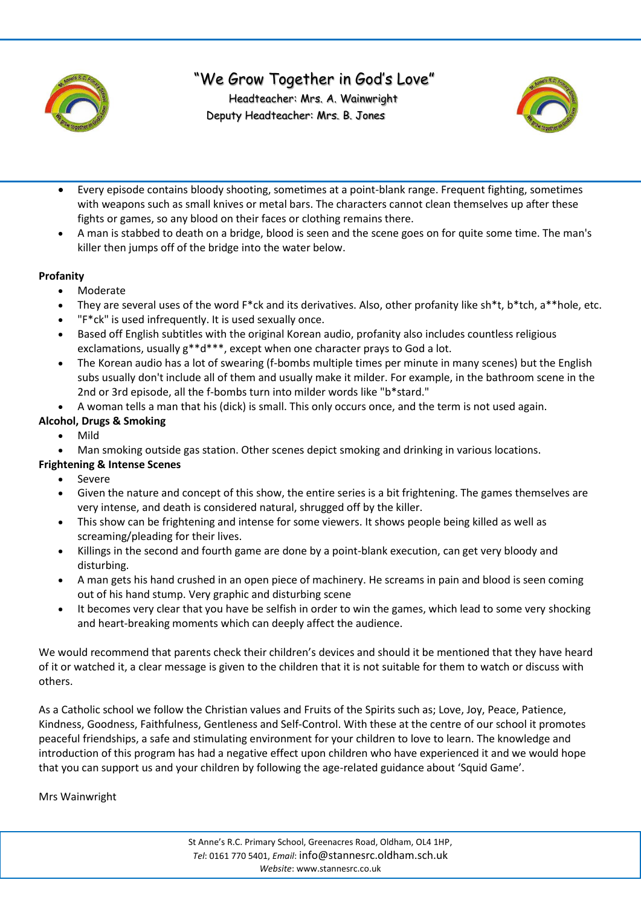- Every episode contains bloody shooting, sometimes at a point-blank range. Frequent fighting, sometimes with weapons such as small knives or metal bars. The characters cannot clean themselves up after these fights or games, so any blood on their faces or clothing remains there.
- A man is stabbed to death on a bridge, blood is seen and the scene goes on for quite some time. The man's killer then jumps off of the bridge into the water below.

**Profanity**

- Moderate
- They are several uses of the word F*ck and its derivatives. Also, other profanity like sh*t, b*tch, a**hole, etc.
- "F*ck" is used infrequently. It is used sexually once.
- Based off English subtitles with the original Korean audio, profanity also includes countless religious exclamations, usually g**d***, except when one character prays to God a lot.
- The Korean audio has a lot of swearing (f-bombs multiple times per minute in many scenes) but the English subs usually don't include all of them and usually make it milder. For example, in the bathroom scene in the 2nd or 3rd episode, all the f-bombs turn into milder words like "b*stard."
- A woman tells a man that his (dick) is small. This only occurs once, and the term is not used again.

**Alcohol, Drugs & Smoking**

- Mild
- Man smoking outside gas station. Other scenes depict smoking and drinking in various locations.

**Frightening & Intense Scenes**

- Severe
- Given the nature and concept of this show, the entire series is a bit frightening. The games themselves are very intense, and death is considered natural, shrugged off by the killer.
- This show can be frightening and intense for some viewers. It shows people being killed as well as screaming/pleading for their lives.
- Killings in the second and fourth game are done by a point-blank execution, can get very bloody and disturbing.
- A man gets his hand crushed in an open piece of machinery. He screams in pain and blood is seen coming out of his hand stump. Very graphic and disturbing scene
- It becomes very clear that you have be selfish in order to win the games, which lead to some very shocking and heart-breaking moments which can deeply affect the audience.

We would recommend that parents check their children's devices and should it be mentioned that they have heard of it or watched it, a clear message is given to the children that it is not suitable for them to watch or discuss with others.

As a Catholic school we follow the Christian values and Fruits of the Spirits such as; Love, Joy, Peace, Patience, Kindness, Goodness, Faithfulness, Gentleness and Self-Control. With these at the centre of our school it promotes peaceful friendships, a safe and stimulating environment for your children to love to learn. The knowledge and introduction of this program has had a negative effect upon children who have experienced it and we would hope that you can support us and your children by following the age-related guidance about 'Squid Game'.

Mrs Wainwright